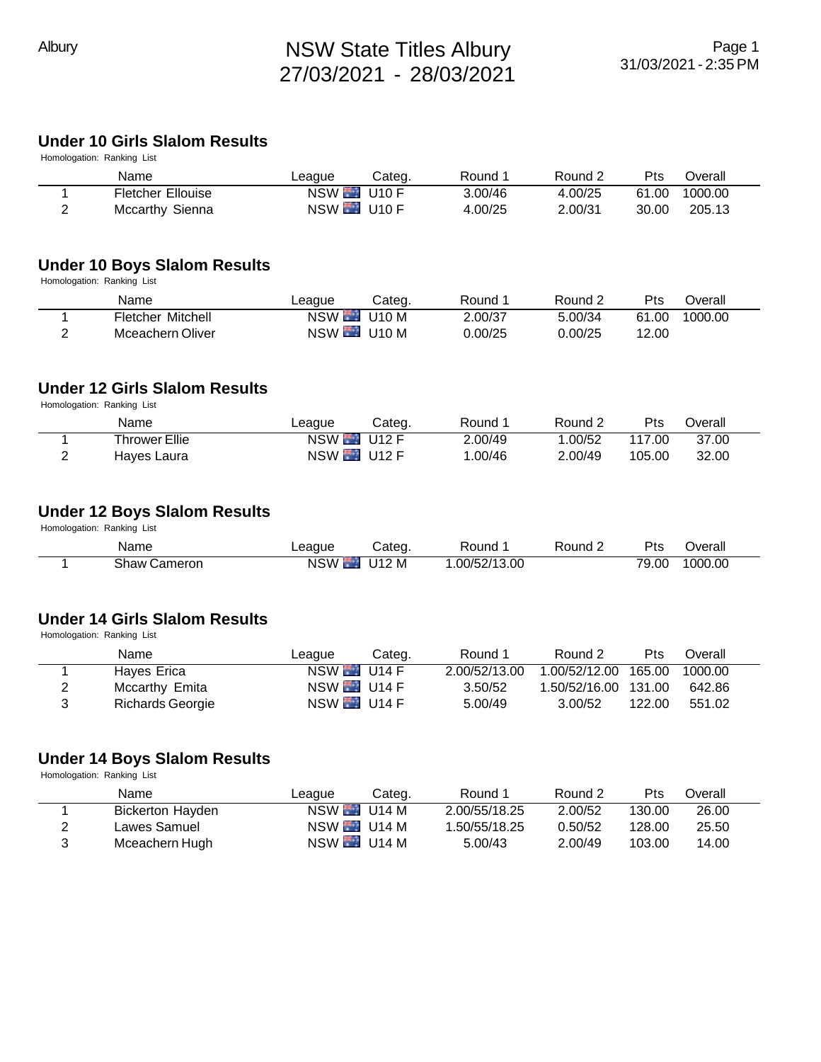# NSW State Titles Albury 27/03/2021 - 28/03/2021

### Under 10 Girls Slalom Results

Homologation: Ranking List

| | Name | League | Categ. | Round 1 | Round 2 | Pts | Overall |
|---|---|---|---|---|---|---|---|
| 1 | Fletcher Ellouise | NSW | U10 F | 3.00/46 | 4.00/25 | 61.00 | 1000.00 |
| 2 | Mccarthy Sienna | NSW | U10 F | 4.00/25 | 2.00/31 | 30.00 | 205.13 |

### Under 10 Boys Slalom Results

Homologation: Ranking List

| | Name | League | Categ. | Round 1 | Round 2 | Pts | Overall |
|---|---|---|---|---|---|---|---|
| 1 | Fletcher Mitchell | NSW | U10 M | 2.00/37 | 5.00/34 | 61.00 | 1000.00 |
| 2 | Mceachern Oliver | NSW | U10 M | 0.00/25 | 0.00/25 | 12.00 | |

### Under 12 Girls Slalom Results

Homologation: Ranking List

| | Name | League | Categ. | Round 1 | Round 2 | Pts | Overall |
|---|---|---|---|---|---|---|---|
| 1 | Thrower Ellie | NSW | U12 F | 2.00/49 | 1.00/52 | 117.00 | 37.00 |
| 2 | Hayes Laura | NSW | U12 F | 1.00/46 | 2.00/49 | 105.00 | 32.00 |

### Under 12 Boys Slalom Results

Homologation: Ranking List

| | Name | League | Categ. | Round 1 | Round 2 | Pts | Overall |
|---|---|---|---|---|---|---|---|
| 1 | Shaw Cameron | NSW | U12 M | 1.00/52/13.00 | | 79.00 | 1000.00 |

### Under 14 Girls Slalom Results

Homologation: Ranking List

| | Name | League | Categ. | Round 1 | Round 2 | Pts | Overall |
|---|---|---|---|---|---|---|---|
| 1 | Hayes Erica | NSW | U14 F | 2.00/52/13.00 | 1.00/52/12.00 | 165.00 | 1000.00 |
| 2 | Mccarthy Emita | NSW | U14 F | 3.50/52 | 1.50/52/16.00 | 131.00 | 642.86 |
| 3 | Richards Georgie | NSW | U14 F | 5.00/49 | 3.00/52 | 122.00 | 551.02 |

### Under 14 Boys Slalom Results

Homologation: Ranking List

| | Name | League | Categ. | Round 1 | Round 2 | Pts | Overall |
|---|---|---|---|---|---|---|---|
| 1 | Bickerton Hayden | NSW | U14 M | 2.00/55/18.25 | 2.00/52 | 130.00 | 26.00 |
| 2 | Lawes Samuel | NSW | U14 M | 1.50/55/18.25 | 0.50/52 | 128.00 | 25.50 |
| 3 | Mceachern Hugh | NSW | U14 M | 5.00/43 | 2.00/49 | 103.00 | 14.00 |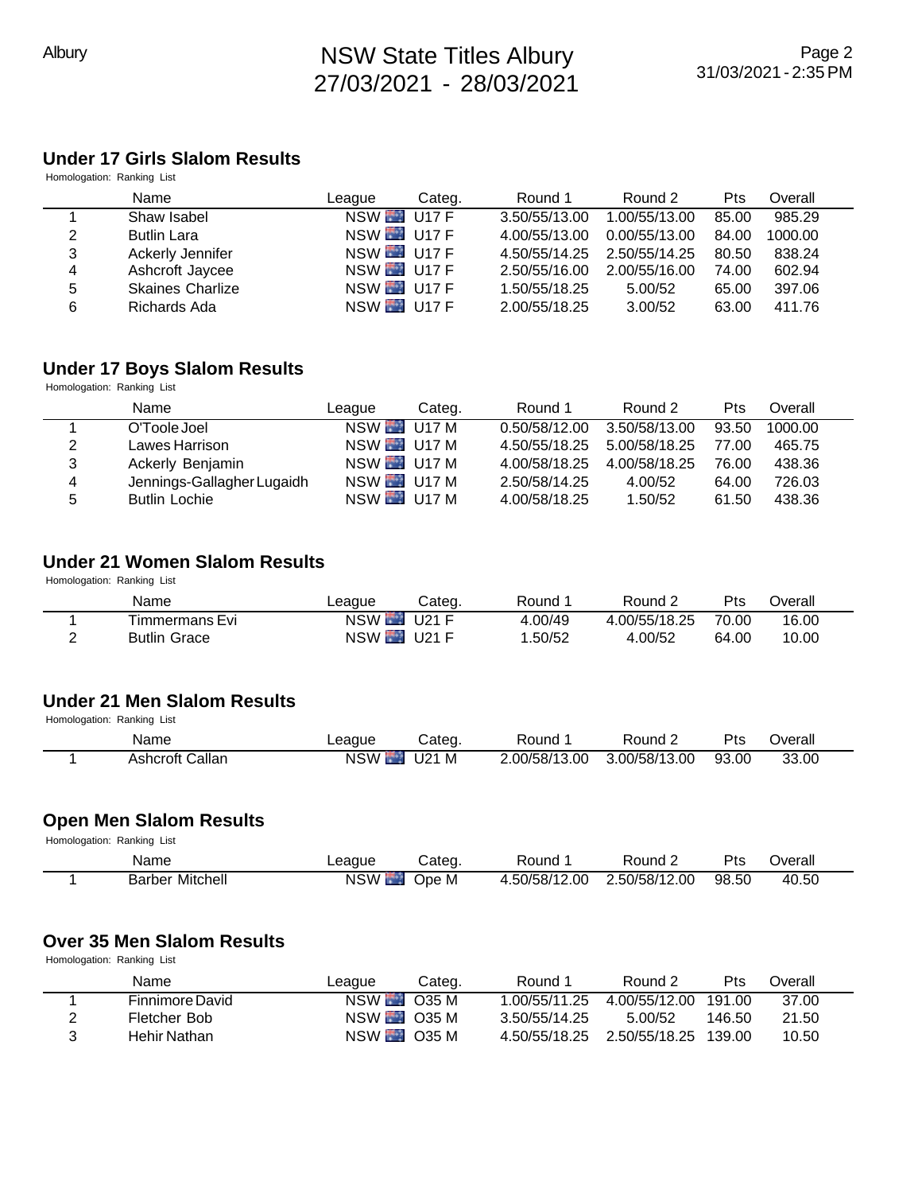## Under 17 Girls Slalom Results

Homologation: Ranking List

| | Name | League | Categ. | Round 1 | Round 2 | Pts | Overall |
|---|---|---|---|---|---|---|---|
| 1 | Shaw Isabel | NSW | U17 F | 3.50/55/13.00 | 1.00/55/13.00 | 85.00 | 985.29 |
| 2 | Butlin Lara | NSW | U17 F | 4.00/55/13.00 | 0.00/55/13.00 | 84.00 | 1000.00 |
| 3 | Ackerly Jennifer | NSW | U17 F | 4.50/55/14.25 | 2.50/55/14.25 | 80.50 | 838.24 |
| 4 | Ashcroft Jaycee | NSW | U17 F | 2.50/55/16.00 | 2.00/55/16.00 | 74.00 | 602.94 |
| 5 | Skaines Charlize | NSW | U17 F | 1.50/55/18.25 | 5.00/52 | 65.00 | 397.06 |
| 6 | Richards Ada | NSW | U17 F | 2.00/55/18.25 | 3.00/52 | 63.00 | 411.76 |

## Under 17 Boys Slalom Results

Homologation: Ranking List

| | Name | League | Categ. | Round 1 | Round 2 | Pts | Overall |
|---|---|---|---|---|---|---|---|
| 1 | O'Toole Joel | NSW | U17 M | 0.50/58/12.00 | 3.50/58/13.00 | 93.50 | 1000.00 |
| 2 | Lawes Harrison | NSW | U17 M | 4.50/55/18.25 | 5.00/58/18.25 | 77.00 | 465.75 |
| 3 | Ackerly Benjamin | NSW | U17 M | 4.00/58/18.25 | 4.00/58/18.25 | 76.00 | 438.36 |
| 4 | Jennings-Gallagher Lugaidh | NSW | U17 M | 2.50/58/14.25 | 4.00/52 | 64.00 | 726.03 |
| 5 | Butlin Lochie | NSW | U17 M | 4.00/58/18.25 | 1.50/52 | 61.50 | 438.36 |

## Under 21 Women Slalom Results

Homologation: Ranking List

| | Name | League | Categ. | Round 1 | Round 2 | Pts | Overall |
|---|---|---|---|---|---|---|---|
| 1 | Timmermans Evi | NSW | U21 F | 4.00/49 | 4.00/55/18.25 | 70.00 | 16.00 |
| 2 | Butlin Grace | NSW | U21 F | 1.50/52 | 4.00/52 | 64.00 | 10.00 |

## Under 21 Men Slalom Results

Homologation: Ranking List

| | Name | League | Categ. | Round 1 | Round 2 | Pts | Overall |
|---|---|---|---|---|---|---|---|
| 1 | Ashcroft Callan | NSW | U21 M | 2.00/58/13.00 | 3.00/58/13.00 | 93.00 | 33.00 |

## Open Men Slalom Results

Homologation: Ranking List

| | Name | League | Categ. | Round 1 | Round 2 | Pts | Overall |
|---|---|---|---|---|---|---|---|
| 1 | Barber Mitchell | NSW | Ope M | 4.50/58/12.00 | 2.50/58/12.00 | 98.50 | 40.50 |

## Over 35 Men Slalom Results

Homologation: Ranking List

| | Name | League | Categ. | Round 1 | Round 2 | Pts | Overall |
|---|---|---|---|---|---|---|---|
| 1 | Finnimore David | NSW | O35 M | 1.00/55/11.25 | 4.00/55/12.00 | 191.00 | 37.00 |
| 2 | Fletcher Bob | NSW | O35 M | 3.50/55/14.25 | 5.00/52 | 146.50 | 21.50 |
| 3 | Hehir Nathan | NSW | O35 M | 4.50/55/18.25 | 2.50/55/18.25 | 139.00 | 10.50 |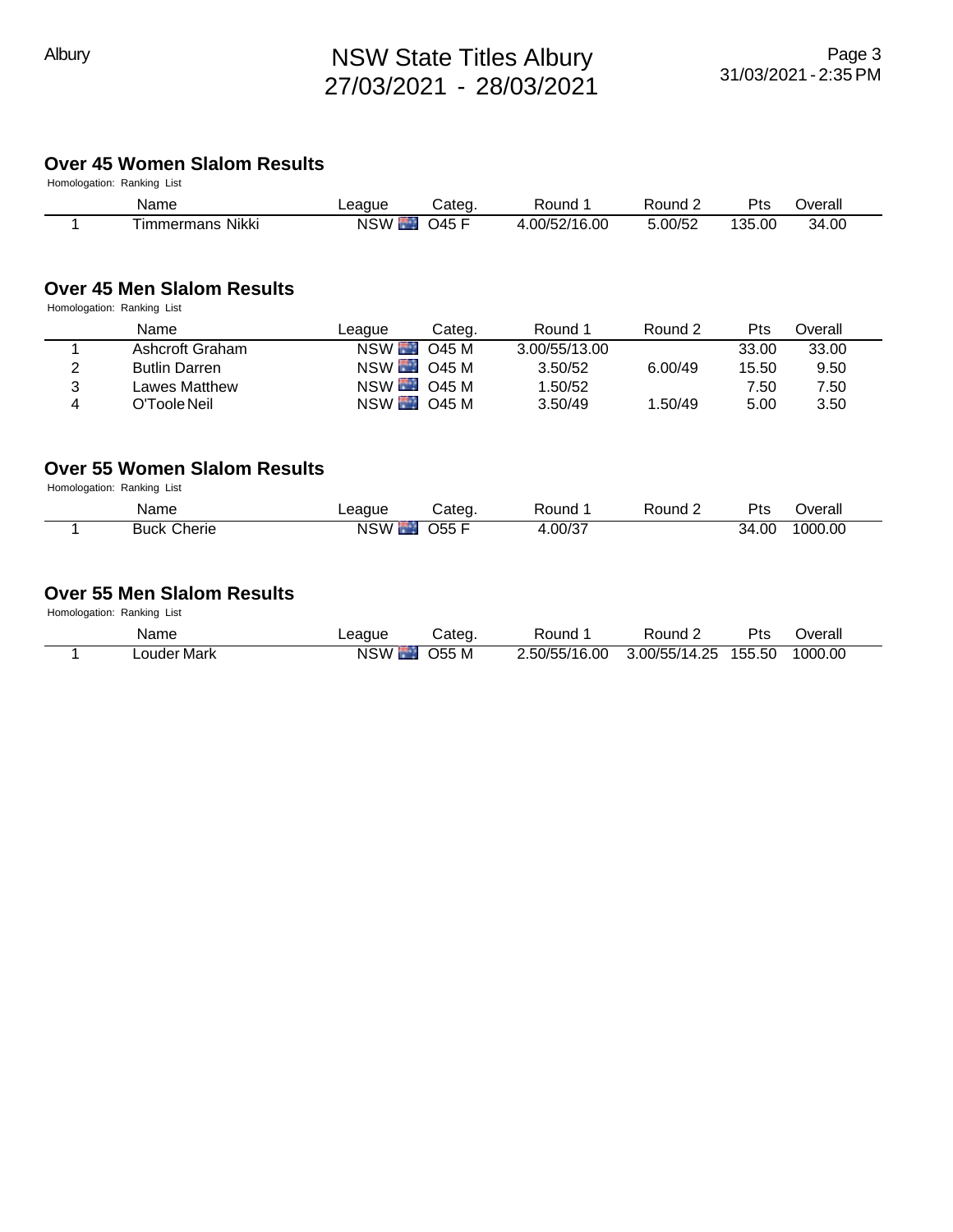## Over 45 Women Slalom Results

Homologation: Ranking List

| | Name | League | Categ. | Round 1 | Round 2 | Pts | Overall |
|---|---|---|---|---|---|---|---|
| 1 | Timmermans Nikki | NSW | O45 F | 4.00/52/16.00 | 5.00/52 | 135.00 | 34.00 |

## Over 45 Men Slalom Results

Homologation: Ranking List

| | Name | League | Categ. | Round 1 | Round 2 | Pts | Overall |
|---|---|---|---|---|---|---|---|
| 1 | Ashcroft Graham | NSW | O45 M | 3.00/55/13.00 | | 33.00 | 33.00 |
| 2 | Butlin Darren | NSW | O45 M | 3.50/52 | 6.00/49 | 15.50 | 9.50 |
| 3 | Lawes Matthew | NSW | O45 M | 1.50/52 | | 7.50 | 7.50 |
| 4 | O'Toole Neil | NSW | O45 M | 3.50/49 | 1.50/49 | 5.00 | 3.50 |

## Over 55 Women Slalom Results

Homologation: Ranking List

| | Name | League | Categ. | Round 1 | Round 2 | Pts | Overall |
|---|---|---|---|---|---|---|---|
| 1 | Buck Cherie | NSW | O55 F | 4.00/37 | | 34.00 | 1000.00 |

## Over 55 Men Slalom Results

Homologation: Ranking List

| | Name | League | Categ. | Round 1 | Round 2 | Pts | Overall |
|---|---|---|---|---|---|---|---|
| 1 | Louder Mark | NSW | O55 M | 2.50/55/16.00 | 3.00/55/14.25 | 155.50 | 1000.00 |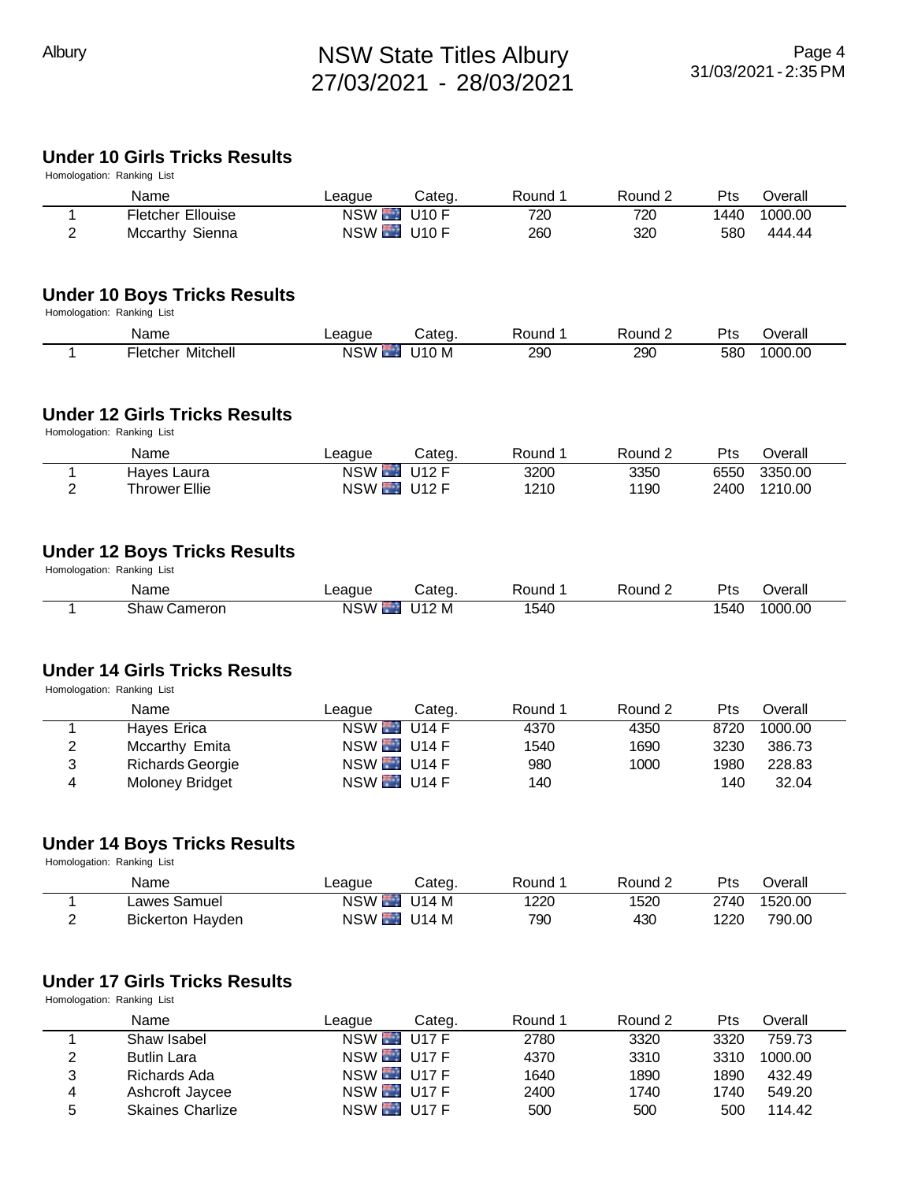## Under 10 Girls Tricks Results

Homologation: Ranking List

| | Name | League | Categ. | Round 1 | Round 2 | Pts | Overall |
|---|---|---|---|---|---|---|---|
| 1 | Fletcher Ellouise | NSW | U10 F | 720 | 720 | 1440 | 1000.00 |
| 2 | Mccarthy Sienna | NSW | U10 F | 260 | 320 | 580 | 444.44 |

## Under 10 Boys Tricks Results

Homologation: Ranking List

| | Name | League | Categ. | Round 1 | Round 2 | Pts | Overall |
|---|---|---|---|---|---|---|---|
| 1 | Fletcher Mitchell | NSW | U10 M | 290 | 290 | 580 | 1000.00 |

## Under 12 Girls Tricks Results

Homologation: Ranking List

| | Name | League | Categ. | Round 1 | Round 2 | Pts | Overall |
|---|---|---|---|---|---|---|---|
| 1 | Hayes Laura | NSW | U12 F | 3200 | 3350 | 6550 | 3350.00 |
| 2 | Thrower Ellie | NSW | U12 F | 1210 | 1190 | 2400 | 1210.00 |

## Under 12 Boys Tricks Results

Homologation: Ranking List

| | Name | League | Categ. | Round 1 | Round 2 | Pts | Overall |
|---|---|---|---|---|---|---|---|
| 1 | Shaw Cameron | NSW | U12 M | 1540 | | 1540 | 1000.00 |

## Under 14 Girls Tricks Results

Homologation: Ranking List

| | Name | League | Categ. | Round 1 | Round 2 | Pts | Overall |
|---|---|---|---|---|---|---|---|
| 1 | Hayes Erica | NSW | U14 F | 4370 | 4350 | 8720 | 1000.00 |
| 2 | Mccarthy Emita | NSW | U14 F | 1540 | 1690 | 3230 | 386.73 |
| 3 | Richards Georgie | NSW | U14 F | 980 | 1000 | 1980 | 228.83 |
| 4 | Moloney Bridget | NSW | U14 F | 140 | | 140 | 32.04 |

## Under 14 Boys Tricks Results

Homologation: Ranking List

| | Name | League | Categ. | Round 1 | Round 2 | Pts | Overall |
|---|---|---|---|---|---|---|---|
| 1 | Lawes Samuel | NSW | U14 M | 1220 | 1520 | 2740 | 1520.00 |
| 2 | Bickerton Hayden | NSW | U14 M | 790 | 430 | 1220 | 790.00 |

## Under 17 Girls Tricks Results

Homologation: Ranking List

| | Name | League | Categ. | Round 1 | Round 2 | Pts | Overall |
|---|---|---|---|---|---|---|---|
| 1 | Shaw Isabel | NSW | U17 F | 2780 | 3320 | 3320 | 759.73 |
| 2 | Butlin Lara | NSW | U17 F | 4370 | 3310 | 3310 | 1000.00 |
| 3 | Richards Ada | NSW | U17 F | 1640 | 1890 | 1890 | 432.49 |
| 4 | Ashcroft Jaycee | NSW | U17 F | 2400 | 1740 | 1740 | 549.20 |
| 5 | Skaines Charlize | NSW | U17 F | 500 | 500 | 500 | 114.42 |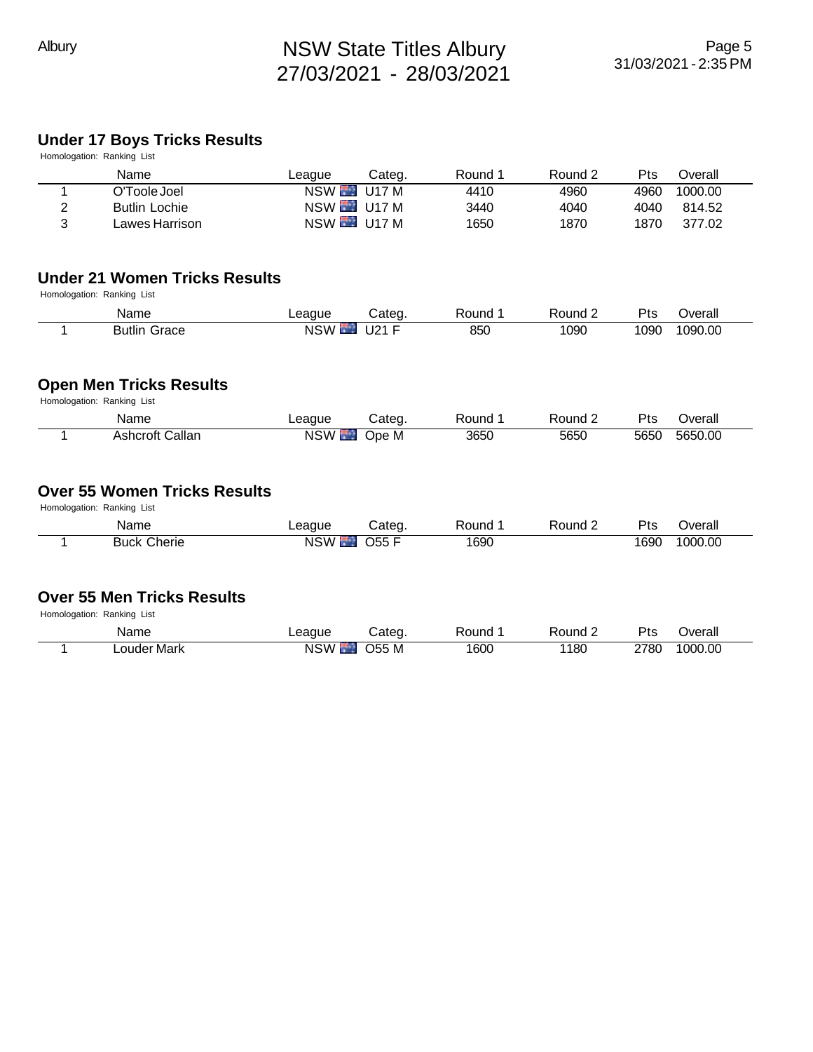## Under 17 Boys Tricks Results

Homologation: Ranking List

| | Name | League | Categ. | Round 1 | Round 2 | Pts | Overall |
|---|---|---|---|---|---|---|---|
| 1 | O'Toole Joel | NSW | U17 M | 4410 | 4960 | 4960 | 1000.00 |
| 2 | Butlin Lochie | NSW | U17 M | 3440 | 4040 | 4040 | 814.52 |
| 3 | Lawes Harrison | NSW | U17 M | 1650 | 1870 | 1870 | 377.02 |

## Under 21 Women Tricks Results

Homologation: Ranking List

| | Name | League | Categ. | Round 1 | Round 2 | Pts | Overall |
|---|---|---|---|---|---|---|---|
| 1 | Butlin Grace | NSW | U21 F | 850 | 1090 | 1090 | 1090.00 |

## Open Men Tricks Results

Homologation: Ranking List

| | Name | League | Categ. | Round 1 | Round 2 | Pts | Overall |
|---|---|---|---|---|---|---|---|
| 1 | Ashcroft Callan | NSW | Ope M | 3650 | 5650 | 5650 | 5650.00 |

## Over 55 Women Tricks Results

Homologation: Ranking List

| | Name | League | Categ. | Round 1 | Round 2 | Pts | Overall |
|---|---|---|---|---|---|---|---|
| 1 | Buck Cherie | NSW | O55 F | 1690 | | 1690 | 1000.00 |

## Over 55 Men Tricks Results

Homologation: Ranking List

| | Name | League | Categ. | Round 1 | Round 2 | Pts | Overall |
|---|---|---|---|---|---|---|---|
| 1 | Louder Mark | NSW | O55 M | 1600 | 1180 | 2780 | 1000.00 |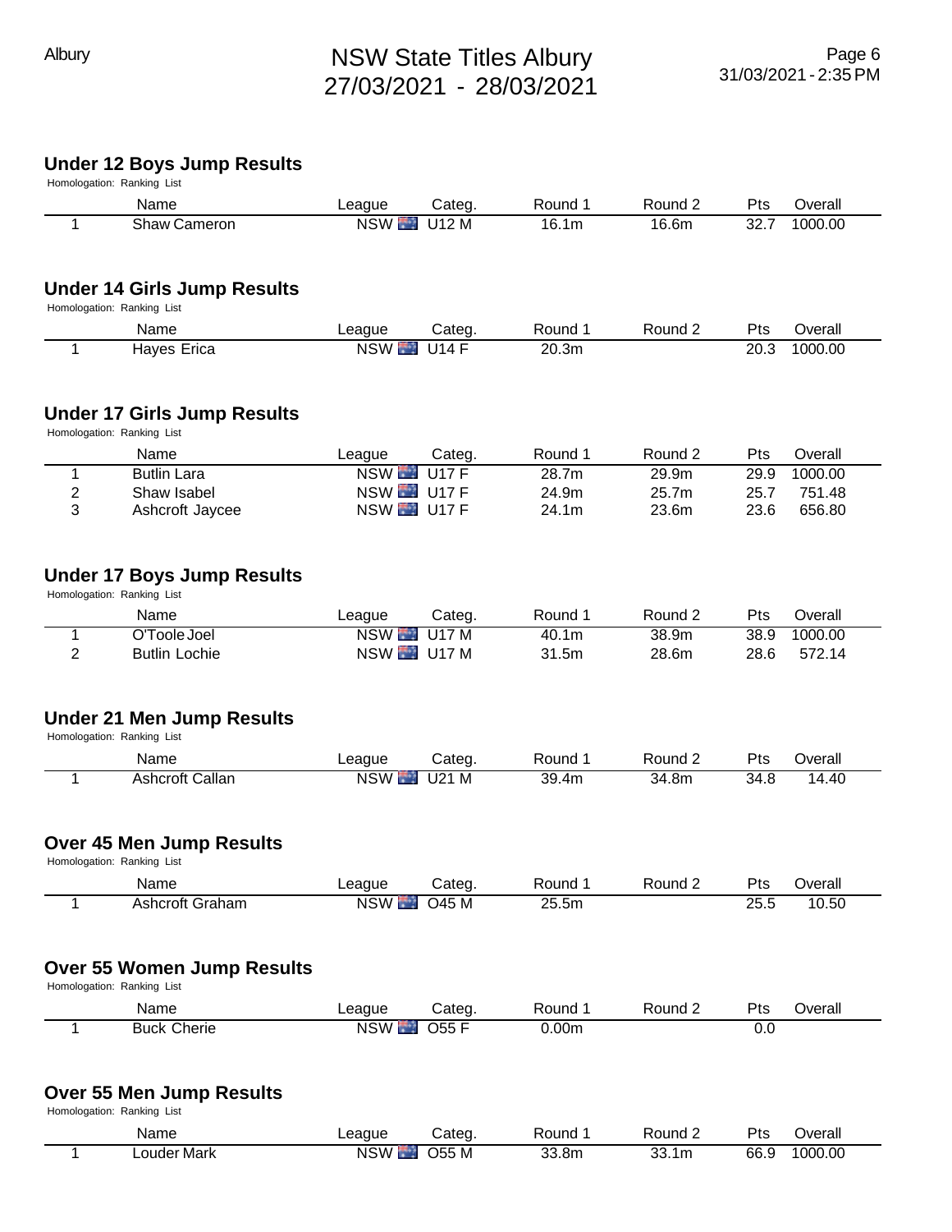## Under 12 Boys Jump Results

Homologation: Ranking List

| | Name | League | Categ. | Round 1 | Round 2 | Pts | Overall |
|---|---|---|---|---|---|---|---|
| 1 | Shaw Cameron | NSW | U12 M | 16.1m | 16.6m | 32.7 | 1000.00 |

## Under 14 Girls Jump Results

Homologation: Ranking List

| | Name | League | Categ. | Round 1 | Round 2 | Pts | Overall |
|---|---|---|---|---|---|---|---|
| 1 | Hayes Erica | NSW | U14 F | 20.3m | | 20.3 | 1000.00 |

## Under 17 Girls Jump Results

Homologation: Ranking List

| | Name | League | Categ. | Round 1 | Round 2 | Pts | Overall |
|---|---|---|---|---|---|---|---|
| 1 | Butlin Lara | NSW | U17 F | 28.7m | 29.9m | 29.9 | 1000.00 |
| 2 | Shaw Isabel | NSW | U17 F | 24.9m | 25.7m | 25.7 | 751.48 |
| 3 | Ashcroft Jaycee | NSW | U17 F | 24.1m | 23.6m | 23.6 | 656.80 |

## Under 17 Boys Jump Results

Homologation: Ranking List

| | Name | League | Categ. | Round 1 | Round 2 | Pts | Overall |
|---|---|---|---|---|---|---|---|
| 1 | O'Toole Joel | NSW | U17 M | 40.1m | 38.9m | 38.9 | 1000.00 |
| 2 | Butlin Lochie | NSW | U17 M | 31.5m | 28.6m | 28.6 | 572.14 |

## Under 21 Men Jump Results

Homologation: Ranking List

| | Name | League | Categ. | Round 1 | Round 2 | Pts | Overall |
|---|---|---|---|---|---|---|---|
| 1 | Ashcroft Callan | NSW | U21 M | 39.4m | 34.8m | 34.8 | 14.40 |

## Over 45 Men Jump Results

Homologation: Ranking List

| | Name | League | Categ. | Round 1 | Round 2 | Pts | Overall |
|---|---|---|---|---|---|---|---|
| 1 | Ashcroft Graham | NSW | O45 M | 25.5m | | 25.5 | 10.50 |

## Over 55 Women Jump Results

Homologation: Ranking List

| | Name | League | Categ. | Round 1 | Round 2 | Pts | Overall |
|---|---|---|---|---|---|---|---|
| 1 | Buck Cherie | NSW | O55 F | 0.00m | | 0.0 | |

## Over 55 Men Jump Results

Homologation: Ranking List

| | Name | League | Categ. | Round 1 | Round 2 | Pts | Overall |
|---|---|---|---|---|---|---|---|
| 1 | Louder Mark | NSW | O55 M | 33.8m | 33.1m | 66.9 | 1000.00 |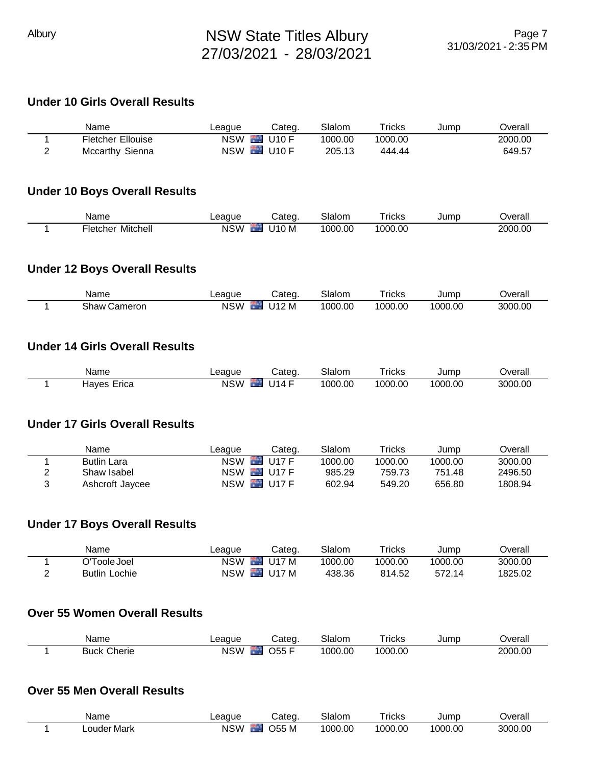## Under 10 Girls Overall Results

| | Name | League | Categ. | Slalom | Tricks | Jump | Overall |
|---|---|---|---|---|---|---|---|
| 1 | Fletcher Ellouise | NSW | U10 F | 1000.00 | 1000.00 | | 2000.00 |
| 2 | Mccarthy Sienna | NSW | U10 F | 205.13 | 444.44 | | 649.57 |

## Under 10 Boys Overall Results

| | Name | League | Categ. | Slalom | Tricks | Jump | Overall |
|---|---|---|---|---|---|---|---|
| 1 | Fletcher Mitchell | NSW | U10 M | 1000.00 | 1000.00 | | 2000.00 |

## Under 12 Boys Overall Results

| | Name | League | Categ. | Slalom | Tricks | Jump | Overall |
|---|---|---|---|---|---|---|---|
| 1 | Shaw Cameron | NSW | U12 M | 1000.00 | 1000.00 | 1000.00 | 3000.00 |

## Under 14 Girls Overall Results

| | Name | League | Categ. | Slalom | Tricks | Jump | Overall |
|---|---|---|---|---|---|---|---|
| 1 | Hayes Erica | NSW | U14 F | 1000.00 | 1000.00 | 1000.00 | 3000.00 |

## Under 17 Girls Overall Results

| | Name | League | Categ. | Slalom | Tricks | Jump | Overall |
|---|---|---|---|---|---|---|---|
| 1 | Butlin Lara | NSW | U17 F | 1000.00 | 1000.00 | 1000.00 | 3000.00 |
| 2 | Shaw Isabel | NSW | U17 F | 985.29 | 759.73 | 751.48 | 2496.50 |
| 3 | Ashcroft Jaycee | NSW | U17 F | 602.94 | 549.20 | 656.80 | 1808.94 |

## Under 17 Boys Overall Results

| | Name | League | Categ. | Slalom | Tricks | Jump | Overall |
|---|---|---|---|---|---|---|---|
| 1 | O'Toole Joel | NSW | U17 M | 1000.00 | 1000.00 | 1000.00 | 3000.00 |
| 2 | Butlin Lochie | NSW | U17 M | 438.36 | 814.52 | 572.14 | 1825.02 |

## Over 55 Women Overall Results

| | Name | League | Categ. | Slalom | Tricks | Jump | Overall |
|---|---|---|---|---|---|---|---|
| 1 | Buck Cherie | NSW | O55 F | 1000.00 | 1000.00 | | 2000.00 |

## Over 55 Men Overall Results

| | Name | League | Categ. | Slalom | Tricks | Jump | Overall |
|---|---|---|---|---|---|---|---|
| 1 | Louder Mark | NSW | O55 M | 1000.00 | 1000.00 | 1000.00 | 3000.00 |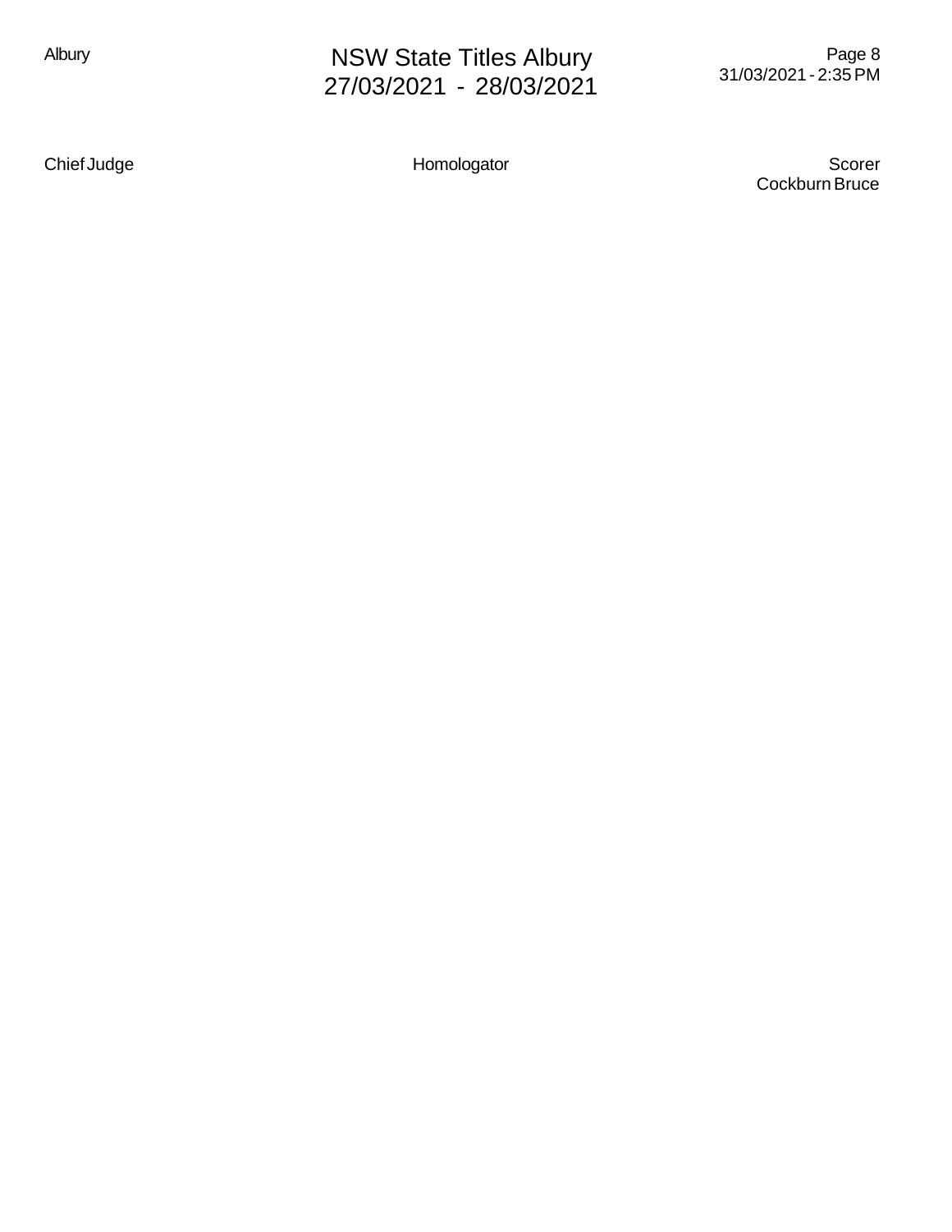Chief Judge

Homologator

Scorer
Cockburn Bruce